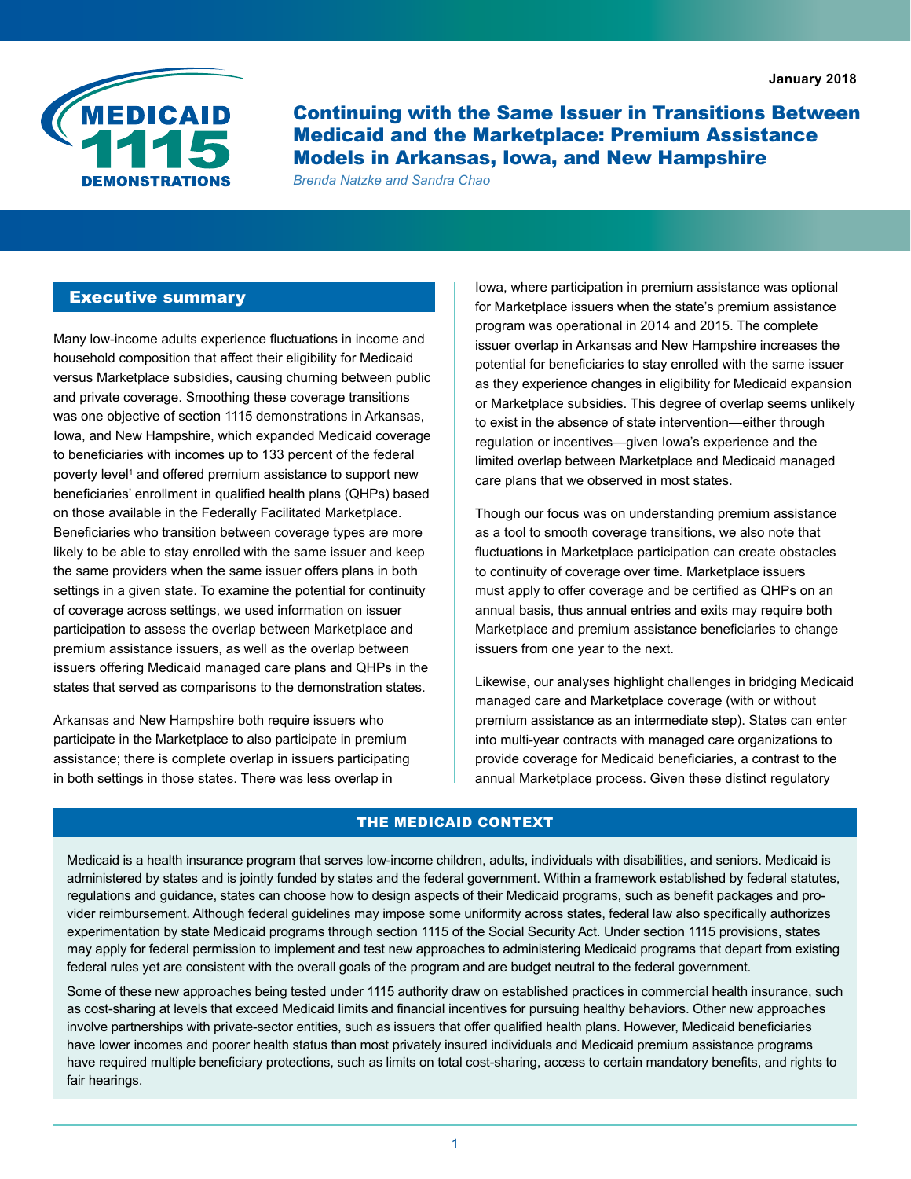January 2018

MEDICAID 1115 DEMONSTRATIONS

# Continuing with the Same Issuer in Transitions Between Medicaid and the Marketplace: Premium Assistance Models in Arkansas, Iowa, and New Hampshire

*Brenda Natzke and Sandra Chao*

## Executive summary

Many low-income adults experience fluctuations in income and household composition that affect their eligibility for Medicaid versus Marketplace subsidies, causing churning between public and private coverage. Smoothing these coverage transitions was one objective of section 1115 demonstrations in Arkansas, Iowa, and New Hampshire, which expanded Medicaid coverage to beneficiaries with incomes up to 133 percent of the federal poverty level[1] and offered premium assistance to support new beneficiaries' enrollment in qualified health plans (QHPs) based on those available in the Federally Facilitated Marketplace. Beneficiaries who transition between coverage types are more likely to be able to stay enrolled with the same issuer and keep the same providers when the same issuer offers plans in both settings in a given state. To examine the potential for continuity of coverage across settings, we used information on issuer participation to assess the overlap between Marketplace and premium assistance issuers, as well as the overlap between issuers offering Medicaid managed care plans and QHPs in the states that served as comparisons to the demonstration states.

Arkansas and New Hampshire both require issuers who participate in the Marketplace to also participate in premium assistance; there is complete overlap in issuers participating in both settings in those states. There was less overlap in Iowa, where participation in premium assistance was optional for Marketplace issuers when the state's premium assistance program was operational in 2014 and 2015. The complete issuer overlap in Arkansas and New Hampshire increases the potential for beneficiaries to stay enrolled with the same issuer as they experience changes in eligibility for Medicaid expansion or Marketplace subsidies. This degree of overlap seems unlikely to exist in the absence of state intervention—either through regulation or incentives—given Iowa's experience and the limited overlap between Marketplace and Medicaid managed care plans that we observed in most states.

Though our focus was on understanding premium assistance as a tool to smooth coverage transitions, we also note that fluctuations in Marketplace participation can create obstacles to continuity of coverage over time. Marketplace issuers must apply to offer coverage and be certified as QHPs on an annual basis, thus annual entries and exits may require both Marketplace and premium assistance beneficiaries to change issuers from one year to the next.

Likewise, our analyses highlight challenges in bridging Medicaid managed care and Marketplace coverage (with or without premium assistance as an intermediate step). States can enter into multi-year contracts with managed care organizations to provide coverage for Medicaid beneficiaries, a contrast to the annual Marketplace process. Given these distinct regulatory

### THE MEDICAID CONTEXT

Medicaid is a health insurance program that serves low-income children, adults, individuals with disabilities, and seniors. Medicaid is administered by states and is jointly funded by states and the federal government. Within a framework established by federal statutes, regulations and guidance, states can choose how to design aspects of their Medicaid programs, such as benefit packages and provider reimbursement. Although federal guidelines may impose some uniformity across states, federal law also specifically authorizes experimentation by state Medicaid programs through section 1115 of the Social Security Act. Under section 1115 provisions, states may apply for federal permission to implement and test new approaches to administering Medicaid programs that depart from existing federal rules yet are consistent with the overall goals of the program and are budget neutral to the federal government.

Some of these new approaches being tested under 1115 authority draw on established practices in commercial health insurance, such as cost-sharing at levels that exceed Medicaid limits and financial incentives for pursuing healthy behaviors. Other new approaches involve partnerships with private-sector entities, such as issuers that offer qualified health plans. However, Medicaid beneficiaries have lower incomes and poorer health status than most privately insured individuals and Medicaid premium assistance programs have required multiple beneficiary protections, such as limits on total cost-sharing, access to certain mandatory benefits, and rights to fair hearings.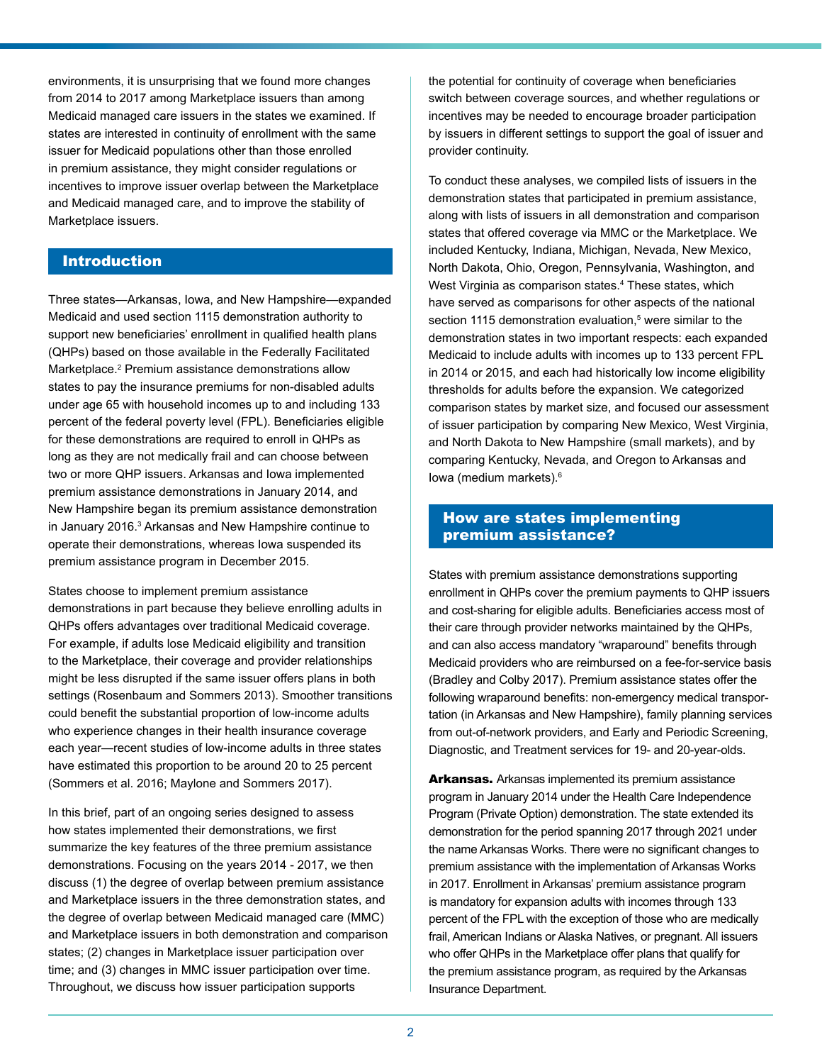environments, it is unsurprising that we found more changes from 2014 to 2017 among Marketplace issuers than among Medicaid managed care issuers in the states we examined. If states are interested in continuity of enrollment with the same issuer for Medicaid populations other than those enrolled in premium assistance, they might consider regulations or incentives to improve issuer overlap between the Marketplace and Medicaid managed care, and to improve the stability of Marketplace issuers.

## Introduction

Three states—Arkansas, Iowa, and New Hampshire—expanded Medicaid and used section 1115 demonstration authority to support new beneficiaries' enrollment in qualified health plans (QHPs) based on those available in the Federally Facilitated Marketplace.[2] Premium assistance demonstrations allow states to pay the insurance premiums for non-disabled adults under age 65 with household incomes up to and including 133 percent of the federal poverty level (FPL). Beneficiaries eligible for these demonstrations are required to enroll in QHPs as long as they are not medically frail and can choose between two or more QHP issuers. Arkansas and Iowa implemented premium assistance demonstrations in January 2014, and New Hampshire began its premium assistance demonstration in January 2016.[3] Arkansas and New Hampshire continue to operate their demonstrations, whereas Iowa suspended its premium assistance program in December 2015.

States choose to implement premium assistance demonstrations in part because they believe enrolling adults in QHPs offers advantages over traditional Medicaid coverage. For example, if adults lose Medicaid eligibility and transition to the Marketplace, their coverage and provider relationships might be less disrupted if the same issuer offers plans in both settings (Rosenbaum and Sommers 2013). Smoother transitions could benefit the substantial proportion of low-income adults who experience changes in their health insurance coverage each year—recent studies of low-income adults in three states have estimated this proportion to be around 20 to 25 percent (Sommers et al. 2016; Maylone and Sommers 2017).

In this brief, part of an ongoing series designed to assess how states implemented their demonstrations, we first summarize the key features of the three premium assistance demonstrations. Focusing on the years 2014 - 2017, we then discuss (1) the degree of overlap between premium assistance and Marketplace issuers in the three demonstration states, and the degree of overlap between Medicaid managed care (MMC) and Marketplace issuers in both demonstration and comparison states; (2) changes in Marketplace issuer participation over time; and (3) changes in MMC issuer participation over time. Throughout, we discuss how issuer participation supports the potential for continuity of coverage when beneficiaries switch between coverage sources, and whether regulations or incentives may be needed to encourage broader participation by issuers in different settings to support the goal of issuer and provider continuity.

To conduct these analyses, we compiled lists of issuers in the demonstration states that participated in premium assistance, along with lists of issuers in all demonstration and comparison states that offered coverage via MMC or the Marketplace. We included Kentucky, Indiana, Michigan, Nevada, New Mexico, North Dakota, Ohio, Oregon, Pennsylvania, Washington, and West Virginia as comparison states.[4] These states, which have served as comparisons for other aspects of the national section 1115 demonstration evaluation,[5] were similar to the demonstration states in two important respects: each expanded Medicaid to include adults with incomes up to 133 percent FPL in 2014 or 2015, and each had historically low income eligibility thresholds for adults before the expansion. We categorized comparison states by market size, and focused our assessment of issuer participation by comparing New Mexico, West Virginia, and North Dakota to New Hampshire (small markets), and by comparing Kentucky, Nevada, and Oregon to Arkansas and Iowa (medium markets).[6]

## How are states implementing premium assistance?

States with premium assistance demonstrations supporting enrollment in QHPs cover the premium payments to QHP issuers and cost-sharing for eligible adults. Beneficiaries access most of their care through provider networks maintained by the QHPs, and can also access mandatory "wraparound" benefits through Medicaid providers who are reimbursed on a fee-for-service basis (Bradley and Colby 2017). Premium assistance states offer the following wraparound benefits: non-emergency medical transportation (in Arkansas and New Hampshire), family planning services from out-of-network providers, and Early and Periodic Screening, Diagnostic, and Treatment services for 19- and 20-year-olds.

**Arkansas.** Arkansas implemented its premium assistance program in January 2014 under the Health Care Independence Program (Private Option) demonstration. The state extended its demonstration for the period spanning 2017 through 2021 under the name Arkansas Works. There were no significant changes to premium assistance with the implementation of Arkansas Works in 2017. Enrollment in Arkansas' premium assistance program is mandatory for expansion adults with incomes through 133 percent of the FPL with the exception of those who are medically frail, American Indians or Alaska Natives, or pregnant. All issuers who offer QHPs in the Marketplace offer plans that qualify for the premium assistance program, as required by the Arkansas Insurance Department.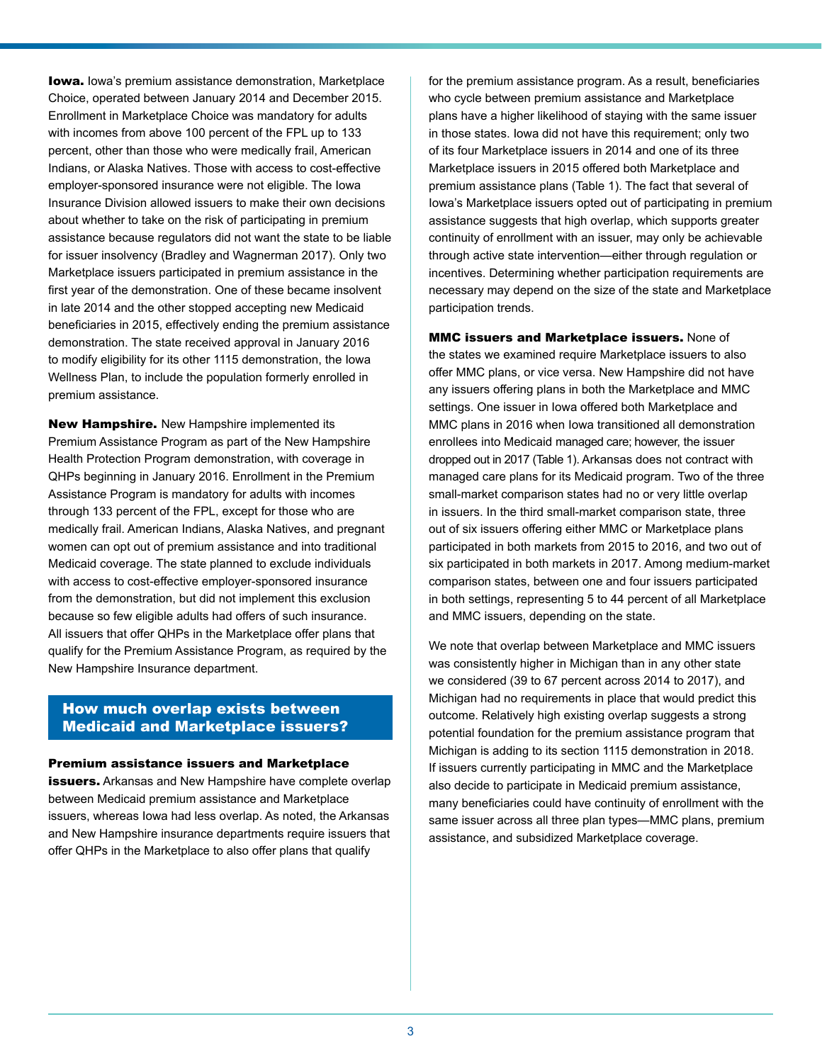**Iowa.** Iowa's premium assistance demonstration, Marketplace Choice, operated between January 2014 and December 2015. Enrollment in Marketplace Choice was mandatory for adults with incomes from above 100 percent of the FPL up to 133 percent, other than those who were medically frail, American Indians, or Alaska Natives. Those with access to cost-effective employer-sponsored insurance were not eligible. The Iowa Insurance Division allowed issuers to make their own decisions about whether to take on the risk of participating in premium assistance because regulators did not want the state to be liable for issuer insolvency (Bradley and Wagnerman 2017). Only two Marketplace issuers participated in premium assistance in the first year of the demonstration. One of these became insolvent in late 2014 and the other stopped accepting new Medicaid beneficiaries in 2015, effectively ending the premium assistance demonstration. The state received approval in January 2016 to modify eligibility for its other 1115 demonstration, the Iowa Wellness Plan, to include the population formerly enrolled in premium assistance.

**New Hampshire.** New Hampshire implemented its Premium Assistance Program as part of the New Hampshire Health Protection Program demonstration, with coverage in QHPs beginning in January 2016. Enrollment in the Premium Assistance Program is mandatory for adults with incomes through 133 percent of the FPL, except for those who are medically frail. American Indians, Alaska Natives, and pregnant women can opt out of premium assistance and into traditional Medicaid coverage. The state planned to exclude individuals with access to cost-effective employer-sponsored insurance from the demonstration, but did not implement this exclusion because so few eligible adults had offers of such insurance. All issuers that offer QHPs in the Marketplace offer plans that qualify for the Premium Assistance Program, as required by the New Hampshire Insurance department.

## How much overlap exists between Medicaid and Marketplace issuers?

**Premium assistance issuers and Marketplace issuers.** Arkansas and New Hampshire have complete overlap between Medicaid premium assistance and Marketplace issuers, whereas Iowa had less overlap. As noted, the Arkansas and New Hampshire insurance departments require issuers that offer QHPs in the Marketplace to also offer plans that qualify for the premium assistance program. As a result, beneficiaries who cycle between premium assistance and Marketplace plans have a higher likelihood of staying with the same issuer in those states. Iowa did not have this requirement; only two of its four Marketplace issuers in 2014 and one of its three Marketplace issuers in 2015 offered both Marketplace and premium assistance plans (Table 1). The fact that several of Iowa's Marketplace issuers opted out of participating in premium assistance suggests that high overlap, which supports greater continuity of enrollment with an issuer, may only be achievable through active state intervention—either through regulation or incentives. Determining whether participation requirements are necessary may depend on the size of the state and Marketplace participation trends.

**MMC issuers and Marketplace issuers.** None of the states we examined require Marketplace issuers to also offer MMC plans, or vice versa. New Hampshire did not have any issuers offering plans in both the Marketplace and MMC settings. One issuer in Iowa offered both Marketplace and MMC plans in 2016 when Iowa transitioned all demonstration enrollees into Medicaid managed care; however, the issuer dropped out in 2017 (Table 1). Arkansas does not contract with managed care plans for its Medicaid program. Two of the three small-market comparison states had no or very little overlap in issuers. In the third small-market comparison state, three out of six issuers offering either MMC or Marketplace plans participated in both markets from 2015 to 2016, and two out of six participated in both markets in 2017. Among medium-market comparison states, between one and four issuers participated in both settings, representing 5 to 44 percent of all Marketplace and MMC issuers, depending on the state.

We note that overlap between Marketplace and MMC issuers was consistently higher in Michigan than in any other state we considered (39 to 67 percent across 2014 to 2017), and Michigan had no requirements in place that would predict this outcome. Relatively high existing overlap suggests a strong potential foundation for the premium assistance program that Michigan is adding to its section 1115 demonstration in 2018. If issuers currently participating in MMC and the Marketplace also decide to participate in Medicaid premium assistance, many beneficiaries could have continuity of enrollment with the same issuer across all three plan types—MMC plans, premium assistance, and subsidized Marketplace coverage.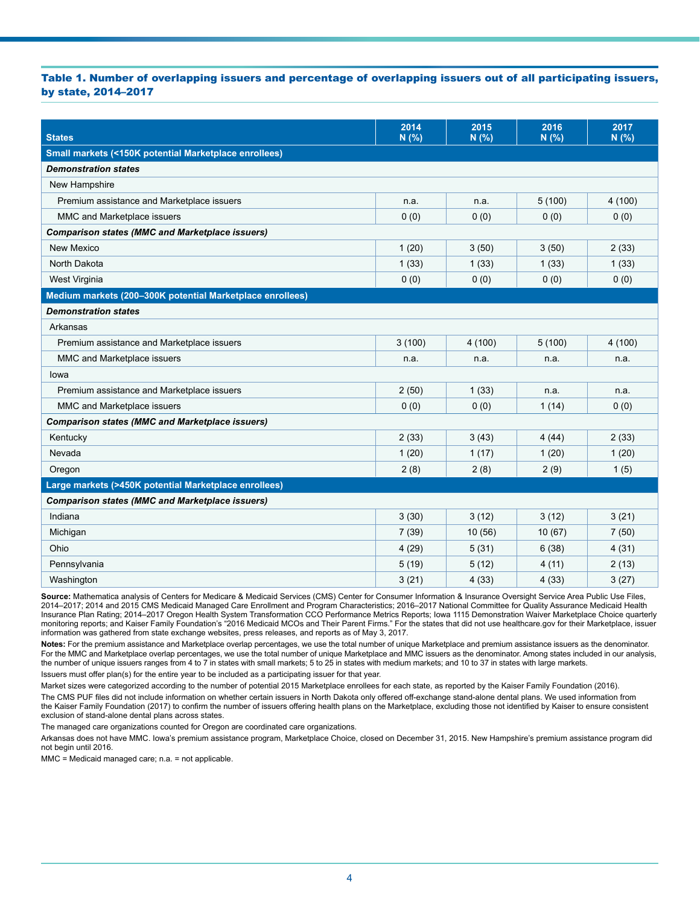**Table 1. Number of overlapping issuers and percentage of overlapping issuers out of all participating issuers, by state, 2014–2017**

| States | 2014 N (%) | 2015 N (%) | 2016 N (%) | 2017 N (%) |
|---|---|---|---|---|
| **Small markets (<150K potential Marketplace enrollees)** | | | | |
| ***Demonstration states*** | | | | |
| New Hampshire | | | | |
| Premium assistance and Marketplace issuers | n.a. | n.a. | 5 (100) | 4 (100) |
| MMC and Marketplace issuers | 0 (0) | 0 (0) | 0 (0) | 0 (0) |
| ***Comparison states (MMC and Marketplace issuers)*** | | | | |
| New Mexico | 1 (20) | 3 (50) | 3 (50) | 2 (33) |
| North Dakota | 1 (33) | 1 (33) | 1 (33) | 1 (33) |
| West Virginia | 0 (0) | 0 (0) | 0 (0) | 0 (0) |
| **Medium markets (200–300K potential Marketplace enrollees)** | | | | |
| ***Demonstration states*** | | | | |
| Arkansas | | | | |
| Premium assistance and Marketplace issuers | 3 (100) | 4 (100) | 5 (100) | 4 (100) |
| MMC and Marketplace issuers | n.a. | n.a. | n.a. | n.a. |
| Iowa | | | | |
| Premium assistance and Marketplace issuers | 2 (50) | 1 (33) | n.a. | n.a. |
| MMC and Marketplace issuers | 0 (0) | 0 (0) | 1 (14) | 0 (0) |
| ***Comparison states (MMC and Marketplace issuers)*** | | | | |
| Kentucky | 2 (33) | 3 (43) | 4 (44) | 2 (33) |
| Nevada | 1 (20) | 1 (17) | 1 (20) | 1 (20) |
| Oregon | 2 (8) | 2 (8) | 2 (9) | 1 (5) |
| **Large markets (>450K potential Marketplace enrollees)** | | | | |
| ***Comparison states (MMC and Marketplace issuers)*** | | | | |
| Indiana | 3 (30) | 3 (12) | 3 (12) | 3 (21) |
| Michigan | 7 (39) | 10 (56) | 10 (67) | 7 (50) |
| Ohio | 4 (29) | 5 (31) | 6 (38) | 4 (31) |
| Pennsylvania | 5 (19) | 5 (12) | 4 (11) | 2 (13) |
| Washington | 3 (21) | 4 (33) | 4 (33) | 3 (27) |

**Source:** Mathematica analysis of Centers for Medicare & Medicaid Services (CMS) Center for Consumer Information & Insurance Oversight Service Area Public Use Files, 2014–2017; 2014 and 2015 CMS Medicaid Managed Care Enrollment and Program Characteristics; 2016–2017 National Committee for Quality Assurance Medicaid Health Insurance Plan Rating; 2014–2017 Oregon Health System Transformation CCO Performance Metrics Reports; Iowa 1115 Demonstration Waiver Marketplace Choice quarterly monitoring reports; and Kaiser Family Foundation's "2016 Medicaid MCOs and Their Parent Firms." For the states that did not use healthcare.gov for their Marketplace, issuer information was gathered from state exchange websites, press releases, and reports as of May 3, 2017.

**Notes:** For the premium assistance and Marketplace overlap percentages, we use the total number of unique Marketplace and premium assistance issuers as the denominator. For the MMC and Marketplace overlap percentages, we use the total number of unique Marketplace and MMC issuers as the denominator. Among states included in our analysis, the number of unique issuers ranges from 4 to 7 in states with small markets; 5 to 25 in states with medium markets; and 10 to 37 in states with large markets.

Issuers must offer plan(s) for the entire year to be included as a participating issuer for that year.

Market sizes were categorized according to the number of potential 2015 Marketplace enrollees for each state, as reported by the Kaiser Family Foundation (2016).

The CMS PUF files did not include information on whether certain issuers in North Dakota only offered off-exchange stand-alone dental plans. We used information from the Kaiser Family Foundation (2017) to confirm the number of issuers offering health plans on the Marketplace, excluding those not identified by Kaiser to ensure consistent exclusion of stand-alone dental plans across states.

The managed care organizations counted for Oregon are coordinated care organizations.

Arkansas does not have MMC. Iowa's premium assistance program, Marketplace Choice, closed on December 31, 2015. New Hampshire's premium assistance program did not begin until 2016.

MMC = Medicaid managed care; n.a. = not applicable.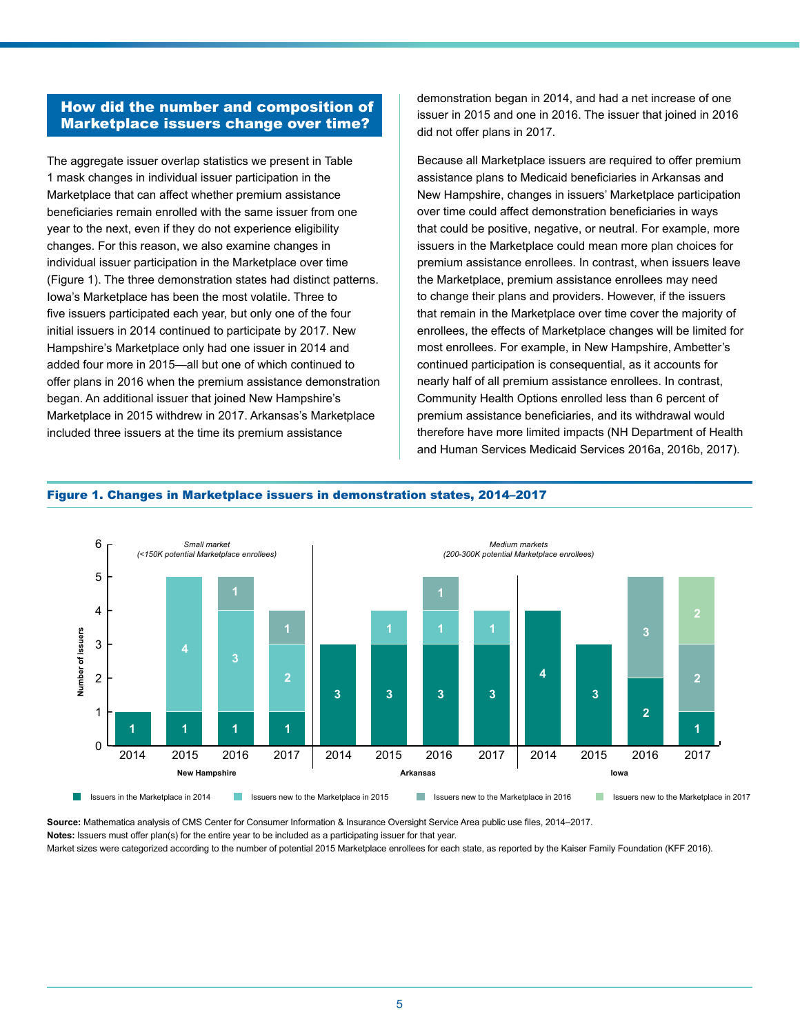## How did the number and composition of Marketplace issuers change over time?

The aggregate issuer overlap statistics we present in Table 1 mask changes in individual issuer participation in the Marketplace that can affect whether premium assistance beneficiaries remain enrolled with the same issuer from one year to the next, even if they do not experience eligibility changes. For this reason, we also examine changes in individual issuer participation in the Marketplace over time (Figure 1). The three demonstration states had distinct patterns. Iowa's Marketplace has been the most volatile. Three to five issuers participated each year, but only one of the four initial issuers in 2014 continued to participate by 2017. New Hampshire's Marketplace only had one issuer in 2014 and added four more in 2015—all but one of which continued to offer plans in 2016 when the premium assistance demonstration began. An additional issuer that joined New Hampshire's Marketplace in 2015 withdrew in 2017. Arkansas's Marketplace included three issuers at the time its premium assistance demonstration began in 2014, and had a net increase of one issuer in 2015 and one in 2016. The issuer that joined in 2016 did not offer plans in 2017.

Because all Marketplace issuers are required to offer premium assistance plans to Medicaid beneficiaries in Arkansas and New Hampshire, changes in issuers' Marketplace participation over time could affect demonstration beneficiaries in ways that could be positive, negative, or neutral. For example, more issuers in the Marketplace could mean more plan choices for premium assistance enrollees. In contrast, when issuers leave the Marketplace, premium assistance enrollees may need to change their plans and providers. However, if the issuers that remain in the Marketplace over time cover the majority of enrollees, the effects of Marketplace changes will be limited for most enrollees. For example, in New Hampshire, Ambetter's continued participation is consequential, as it accounts for nearly half of all premium assistance enrollees. In contrast, Community Health Options enrolled less than 6 percent of premium assistance beneficiaries, and its withdrawal would therefore have more limited impacts (NH Department of Health and Human Services Medicaid Services 2016a, 2016b, 2017).

**Figure 1. Changes in Marketplace issuers in demonstration states, 2014–2017**

Number of issuers, by year of entry into the Marketplace:

| State | Year | Issuers in the Marketplace in 2014 | Issuers new to the Marketplace in 2015 | Issuers new to the Marketplace in 2016 | Issuers new to the Marketplace in 2017 |
|---|---|---|---|---|---|
| New Hampshire (Small market, <150K potential Marketplace enrollees) | 2014 | 1 | | | |
| | 2015 | 1 | 4 | | |
| | 2016 | 1 | 3 | 1 | |
| | 2017 | 1 | 2 | 1 | |
| Arkansas (Medium market, 200-300K potential Marketplace enrollees) | 2014 | 3 | | | |
| | 2015 | 3 | 1 | | |
| | 2016 | 3 | 1 | 1 | |
| | 2017 | 3 | 1 | | |
| Iowa (Medium market, 200-300K potential Marketplace enrollees) | 2014 | 4 | | | |
| | 2015 | 3 | | | |
| | 2016 | 2 | | 3 | |
| | 2017 | 1 | | 2 | 2 |

**Source:** Mathematica analysis of CMS Center for Consumer Information & Insurance Oversight Service Area public use files, 2014–2017.

**Notes:** Issuers must offer plan(s) for the entire year to be included as a participating issuer for that year.

Market sizes were categorized according to the number of potential 2015 Marketplace enrollees for each state, as reported by the Kaiser Family Foundation (KFF 2016).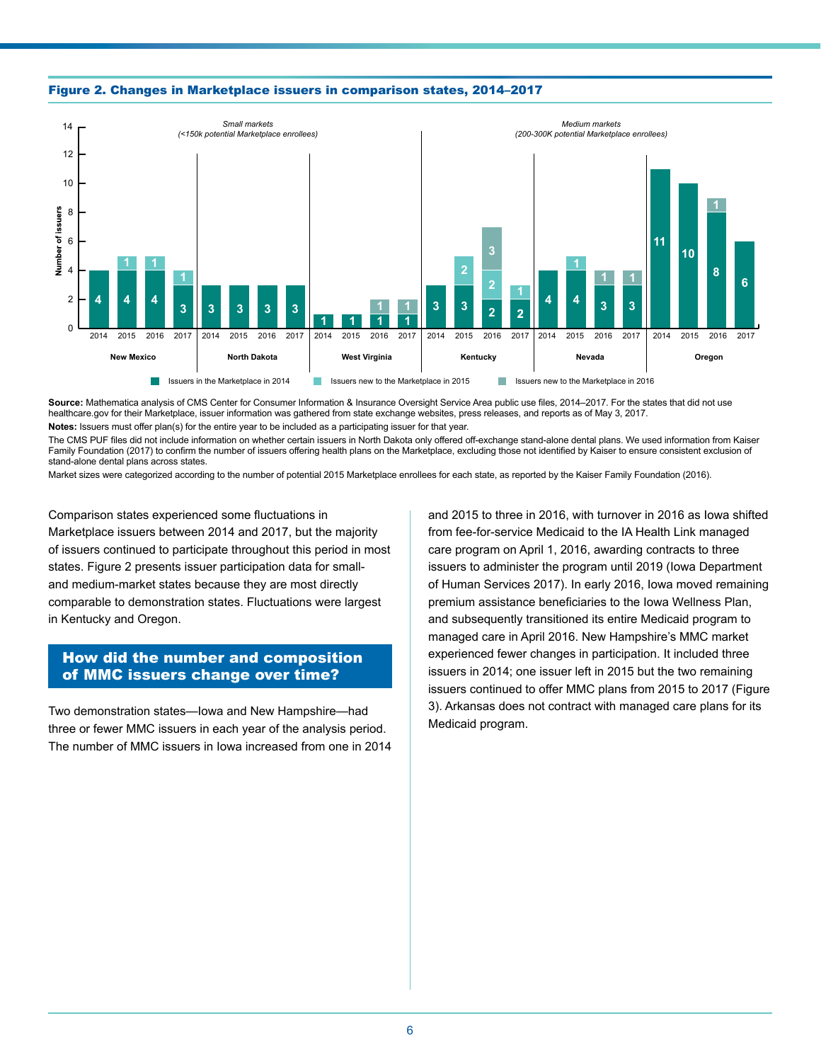**Figure 2. Changes in Marketplace issuers in comparison states, 2014–2017**

*Small markets (<150k potential Marketplace enrollees)*: New Mexico, North Dakota, West Virginia
*Medium markets (200-300K potential Marketplace enrollees)*: Kentucky, Nevada, Oregon

Number of issuers:

| State | Year | Issuers in the Marketplace in 2014 | Issuers new to the Marketplace in 2015 | Issuers new to the Marketplace in 2016 |
| --- | --- | --- | --- | --- |
| New Mexico | 2014 | 4 | | |
| New Mexico | 2015 | 4 | 1 | |
| New Mexico | 2016 | 4 | 1 | |
| New Mexico | 2017 | 3 | 1 | |
| North Dakota | 2014 | 3 | | |
| North Dakota | 2015 | 3 | | |
| North Dakota | 2016 | 3 | | |
| North Dakota | 2017 | 3 | | |
| West Virginia | 2014 | 1 | | |
| West Virginia | 2015 | 1 | | |
| West Virginia | 2016 | 1 | | 1 |
| West Virginia | 2017 | 1 | | 1 |
| Kentucky | 2014 | 3 | | |
| Kentucky | 2015 | 3 | 2 | |
| Kentucky | 2016 | 2 | 2 | 3 |
| Kentucky | 2017 | 2 | 1 | |
| Nevada | 2014 | 4 | | |
| Nevada | 2015 | 4 | 1 | |
| Nevada | 2016 | 3 | | 1 |
| Nevada | 2017 | 3 | | 1 |
| Oregon | 2014 | 11 | | |
| Oregon | 2015 | 10 | | |
| Oregon | 2016 | 8 | | 1 |
| Oregon | 2017 | 6 | | |

**Source:** Mathematica analysis of CMS Center for Consumer Information & Insurance Oversight Service Area public use files, 2014–2017. For the states that did not use healthcare.gov for their Marketplace, issuer information was gathered from state exchange websites, press releases, and reports as of May 3, 2017.

**Notes:** Issuers must offer plan(s) for the entire year to be included as a participating issuer for that year.

The CMS PUF files did not include information on whether certain issuers in North Dakota only offered off-exchange stand-alone dental plans. We used information from Kaiser Family Foundation (2017) to confirm the number of issuers offering health plans on the Marketplace, excluding those not identified by Kaiser to ensure consistent exclusion of stand-alone dental plans across states.

Market sizes were categorized according to the number of potential 2015 Marketplace enrollees for each state, as reported by the Kaiser Family Foundation (2016).

Comparison states experienced some fluctuations in Marketplace issuers between 2014 and 2017, but the majority of issuers continued to participate throughout this period in most states. Figure 2 presents issuer participation data for small- and medium-market states because they are most directly comparable to demonstration states. Fluctuations were largest in Kentucky and Oregon.

## How did the number and composition of MMC issuers change over time?

Two demonstration states—Iowa and New Hampshire—had three or fewer MMC issuers in each year of the analysis period. The number of MMC issuers in Iowa increased from one in 2014 and 2015 to three in 2016, with turnover in 2016 as Iowa shifted from fee-for-service Medicaid to the IA Health Link managed care program on April 1, 2016, awarding contracts to three issuers to administer the program until 2019 (Iowa Department of Human Services 2017). In early 2016, Iowa moved remaining premium assistance beneficiaries to the Iowa Wellness Plan, and subsequently transitioned its entire Medicaid program to managed care in April 2016. New Hampshire's MMC market experienced fewer changes in participation. It included three issuers in 2014; one issuer left in 2015 but the two remaining issuers continued to offer MMC plans from 2015 to 2017 (Figure 3). Arkansas does not contract with managed care plans for its Medicaid program.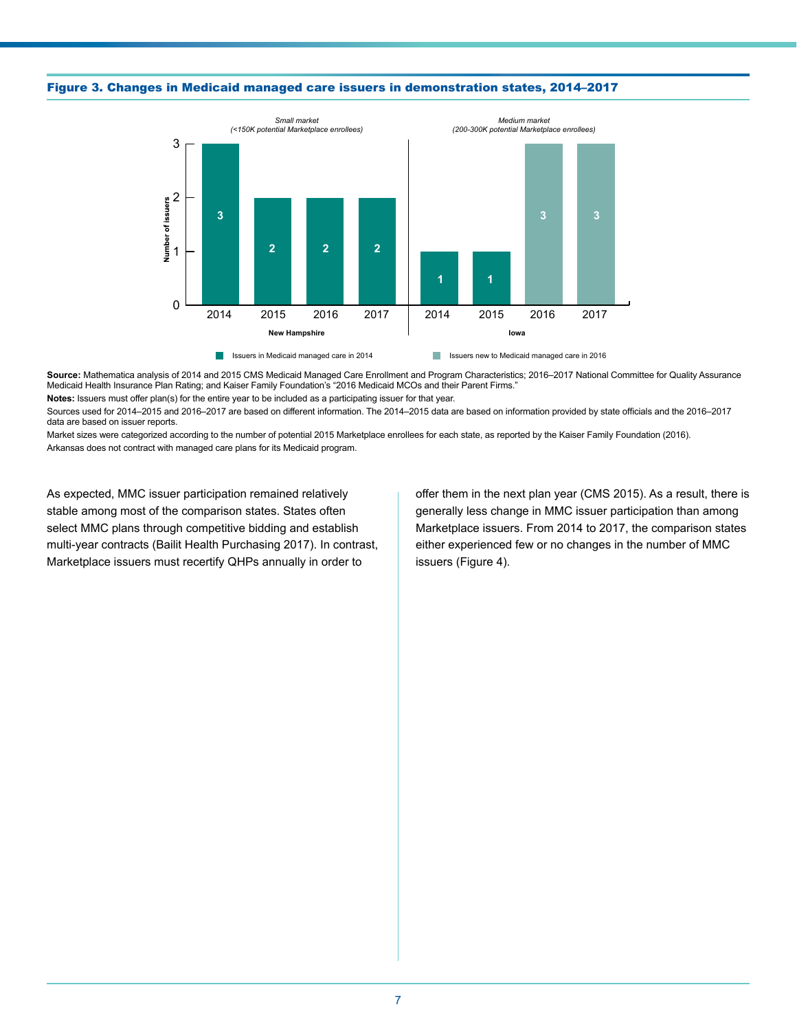**Figure 3. Changes in Medicaid managed care issuers in demonstration states, 2014–2017**

| State | Market | 2014 | 2015 | 2016 | 2017 |
|---|---|---|---|---|---|
| New Hampshire | Small market (<150K potential Marketplace enrollees) | 3 | 2 | 2 | 2 |
| Iowa | Medium market (200-300K potential Marketplace enrollees) | 1 | 1 | 3 | 3 |

Legend: Issuers in Medicaid managed care in 2014; Issuers new to Medicaid managed care in 2016 (Iowa 2016 and 2017 bars)

**Source:** Mathematica analysis of 2014 and 2015 CMS Medicaid Managed Care Enrollment and Program Characteristics; 2016–2017 National Committee for Quality Assurance Medicaid Health Insurance Plan Rating; and Kaiser Family Foundation's "2016 Medicaid MCOs and their Parent Firms."

**Notes:** Issuers must offer plan(s) for the entire year to be included as a participating issuer for that year.

Sources used for 2014–2015 and 2016–2017 are based on different information. The 2014–2015 data are based on information provided by state officials and the 2016–2017 data are based on issuer reports.

Market sizes were categorized according to the number of potential 2015 Marketplace enrollees for each state, as reported by the Kaiser Family Foundation (2016).

Arkansas does not contract with managed care plans for its Medicaid program.

As expected, MMC issuer participation remained relatively stable among most of the comparison states. States often select MMC plans through competitive bidding and establish multi-year contracts (Bailit Health Purchasing 2017). In contrast, Marketplace issuers must recertify QHPs annually in order to offer them in the next plan year (CMS 2015). As a result, there is generally less change in MMC issuer participation than among Marketplace issuers. From 2014 to 2017, the comparison states either experienced few or no changes in the number of MMC issuers (Figure 4).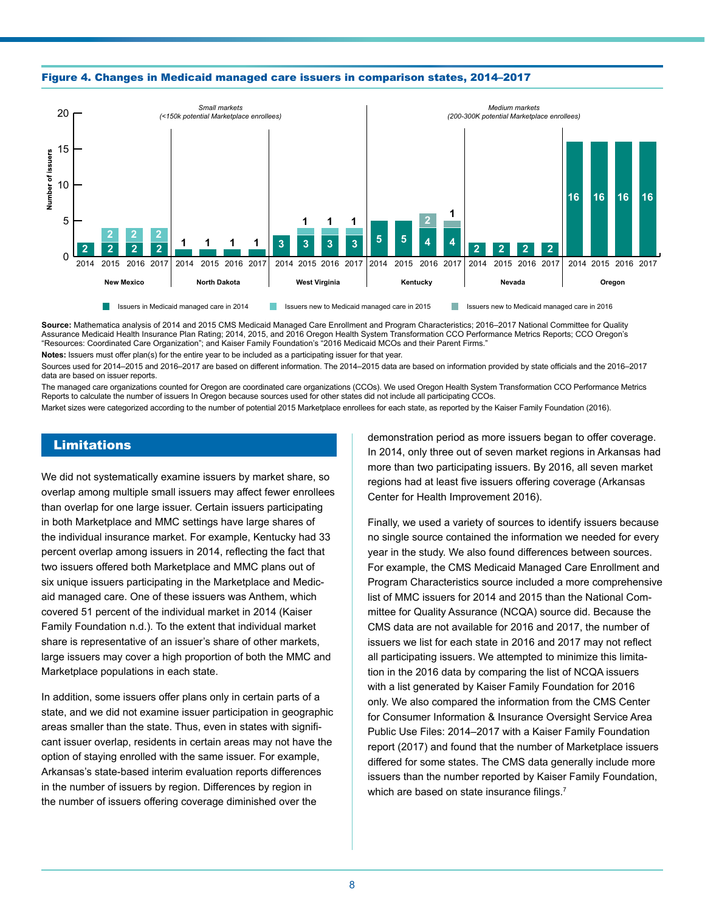**Figure 4. Changes in Medicaid managed care issuers in comparison states, 2014–2017**

| Market | State | Year | Issuers in Medicaid managed care in 2014 | Issuers new to Medicaid managed care in 2015 | Issuers new to Medicaid managed care in 2016 |
|---|---|---|---|---|---|
| Small markets (<150k potential Marketplace enrollees) | New Mexico | 2014 | 2 | | |
| | | 2015 | 2 | 2 | |
| | | 2016 | 2 | 2 | |
| | | 2017 | 2 | 2 | |
| | North Dakota | 2014 | 1 | | |
| | | 2015 | 1 | | |
| | | 2016 | 1 | | |
| | | 2017 | 1 | | |
| | West Virginia | 2014 | 3 | | |
| | | 2015 | 3 | 1 | |
| | | 2016 | 3 | 1 | |
| | | 2017 | 3 | 1 | |
| Medium markets (200-300K potential Marketplace enrollees) | Kentucky | 2014 | 5 | | |
| | | 2015 | 5 | | |
| | | 2016 | 4 | | 2 |
| | | 2017 | 4 | | 1 |
| | Nevada | 2014 | 2 | | |
| | | 2015 | 2 | | |
| | | 2016 | 2 | | |
| | | 2017 | 2 | | |
| | Oregon | 2014 | 16 | | |
| | | 2015 | 16 | | |
| | | 2016 | 16 | | |
| | | 2017 | 16 | | |

**Source:** Mathematica analysis of 2014 and 2015 CMS Medicaid Managed Care Enrollment and Program Characteristics; 2016–2017 National Committee for Quality Assurance Medicaid Health Insurance Plan Rating; 2014, 2015, and 2016 Oregon Health System Transformation CCO Performance Metrics Reports; CCO Oregon's "Resources: Coordinated Care Organization"; and Kaiser Family Foundation's "2016 Medicaid MCOs and their Parent Firms."

**Notes:** Issuers must offer plan(s) for the entire year to be included as a participating issuer for that year.

Sources used for 2014–2015 and 2016–2017 are based on different information. The 2014–2015 data are based on information provided by state officials and the 2016–2017 data are based on issuer reports.

The managed care organizations counted for Oregon are coordinated care organizations (CCOs). We used Oregon Health System Transformation CCO Performance Metrics Reports to calculate the number of issuers In Oregon because sources used for other states did not include all participating CCOs.

Market sizes were categorized according to the number of potential 2015 Marketplace enrollees for each state, as reported by the Kaiser Family Foundation (2016).

## Limitations

We did not systematically examine issuers by market share, so overlap among multiple small issuers may affect fewer enrollees than overlap for one large issuer. Certain issuers participating in both Marketplace and MMC settings have large shares of the individual insurance market. For example, Kentucky had 33 percent overlap among issuers in 2014, reflecting the fact that two issuers offered both Marketplace and MMC plans out of six unique issuers participating in the Marketplace and Medicaid managed care. One of these issuers was Anthem, which covered 51 percent of the individual market in 2014 (Kaiser Family Foundation n.d.). To the extent that individual market share is representative of an issuer's share of other markets, large issuers may cover a high proportion of both the MMC and Marketplace populations in each state.

In addition, some issuers offer plans only in certain parts of a state, and we did not examine issuer participation in geographic areas smaller than the state. Thus, even in states with significant issuer overlap, residents in certain areas may not have the option of staying enrolled with the same issuer. For example, Arkansas's state-based interim evaluation reports differences in the number of issuers by region. Differences by region in the number of issuers offering coverage diminished over the demonstration period as more issuers began to offer coverage. In 2014, only three out of seven market regions in Arkansas had more than two participating issuers. By 2016, all seven market regions had at least five issuers offering coverage (Arkansas Center for Health Improvement 2016).

Finally, we used a variety of sources to identify issuers because no single source contained the information we needed for every year in the study. We also found differences between sources. For example, the CMS Medicaid Managed Care Enrollment and Program Characteristics source included a more comprehensive list of MMC issuers for 2014 and 2015 than the National Committee for Quality Assurance (NCQA) source did. Because the CMS data are not available for 2016 and 2017, the number of issuers we list for each state in 2016 and 2017 may not reflect all participating issuers. We attempted to minimize this limitation in the 2016 data by comparing the list of NCQA issuers with a list generated by Kaiser Family Foundation for 2016 only. We also compared the information from the CMS Center for Consumer Information & Insurance Oversight Service Area Public Use Files: 2014–2017 with a Kaiser Family Foundation report (2017) and found that the number of Marketplace issuers differed for some states. The CMS data generally include more issuers than the number reported by Kaiser Family Foundation, which are based on state insurance filings.[7]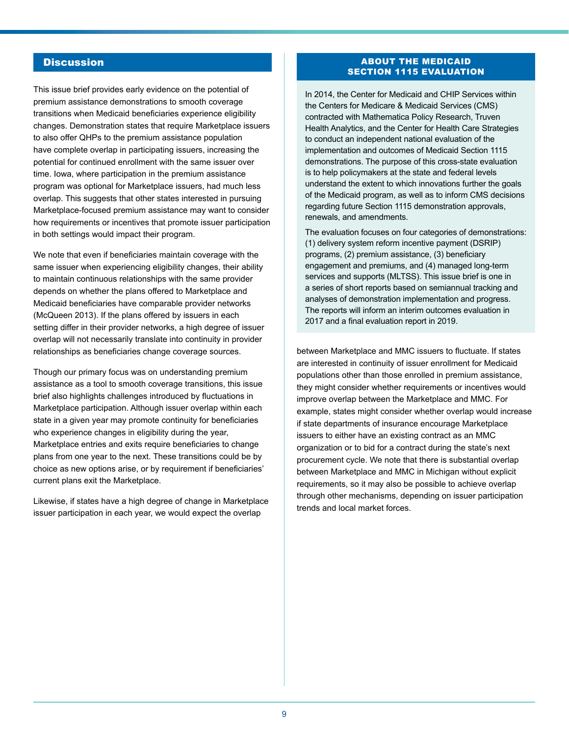## Discussion

This issue brief provides early evidence on the potential of premium assistance demonstrations to smooth coverage transitions when Medicaid beneficiaries experience eligibility changes. Demonstration states that require Marketplace issuers to also offer QHPs to the premium assistance population have complete overlap in participating issuers, increasing the potential for continued enrollment with the same issuer over time. Iowa, where participation in the premium assistance program was optional for Marketplace issuers, had much less overlap. This suggests that other states interested in pursuing Marketplace-focused premium assistance may want to consider how requirements or incentives that promote issuer participation in both settings would impact their program.

We note that even if beneficiaries maintain coverage with the same issuer when experiencing eligibility changes, their ability to maintain continuous relationships with the same provider depends on whether the plans offered to Marketplace and Medicaid beneficiaries have comparable provider networks (McQueen 2013). If the plans offered by issuers in each setting differ in their provider networks, a high degree of issuer overlap will not necessarily translate into continuity in provider relationships as beneficiaries change coverage sources.

Though our primary focus was on understanding premium assistance as a tool to smooth coverage transitions, this issue brief also highlights challenges introduced by fluctuations in Marketplace participation. Although issuer overlap within each state in a given year may promote continuity for beneficiaries who experience changes in eligibility during the year, Marketplace entries and exits require beneficiaries to change plans from one year to the next. These transitions could be by choice as new options arise, or by requirement if beneficiaries' current plans exit the Marketplace.

Likewise, if states have a high degree of change in Marketplace issuer participation in each year, we would expect the overlap between Marketplace and MMC issuers to fluctuate. If states are interested in continuity of issuer enrollment for Medicaid populations other than those enrolled in premium assistance, they might consider whether requirements or incentives would improve overlap between the Marketplace and MMC. For example, states might consider whether overlap would increase if state departments of insurance encourage Marketplace issuers to either have an existing contract as an MMC organization or to bid for a contract during the state's next procurement cycle. We note that there is substantial overlap between Marketplace and MMC in Michigan without explicit requirements, so it may also be possible to achieve overlap through other mechanisms, depending on issuer participation trends and local market forces.

### ABOUT THE MEDICAID SECTION 1115 EVALUATION

In 2014, the Center for Medicaid and CHIP Services within the Centers for Medicare & Medicaid Services (CMS) contracted with Mathematica Policy Research, Truven Health Analytics, and the Center for Health Care Strategies to conduct an independent national evaluation of the implementation and outcomes of Medicaid Section 1115 demonstrations. The purpose of this cross-state evaluation is to help policymakers at the state and federal levels understand the extent to which innovations further the goals of the Medicaid program, as well as to inform CMS decisions regarding future Section 1115 demonstration approvals, renewals, and amendments.

The evaluation focuses on four categories of demonstrations: (1) delivery system reform incentive payment (DSRIP) programs, (2) premium assistance, (3) beneficiary engagement and premiums, and (4) managed long-term services and supports (MLTSS). This issue brief is one in a series of short reports based on semiannual tracking and analyses of demonstration implementation and progress. The reports will inform an interim outcomes evaluation in 2017 and a final evaluation report in 2019.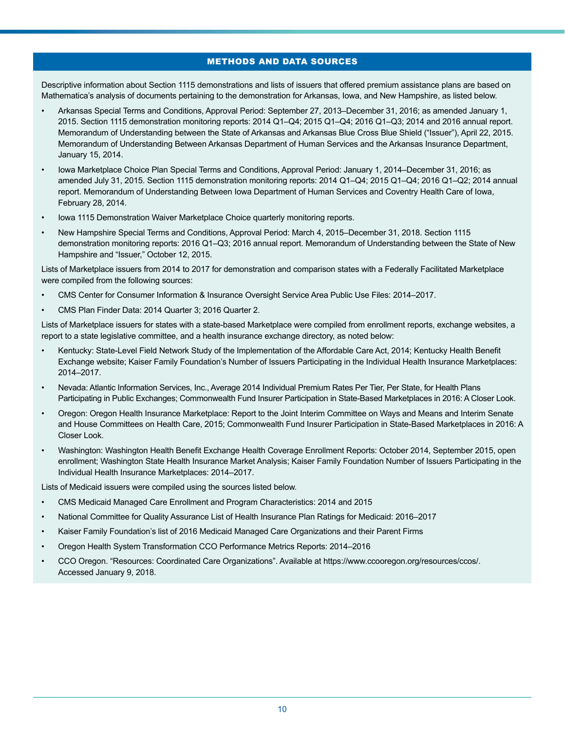## METHODS AND DATA SOURCES

Descriptive information about Section 1115 demonstrations and lists of issuers that offered premium assistance plans are based on Mathematica's analysis of documents pertaining to the demonstration for Arkansas, Iowa, and New Hampshire, as listed below.

- Arkansas Special Terms and Conditions, Approval Period: September 27, 2013–December 31, 2016; as amended January 1, 2015. Section 1115 demonstration monitoring reports: 2014 Q1–Q4; 2015 Q1–Q4; 2016 Q1–Q3; 2014 and 2016 annual report. Memorandum of Understanding between the State of Arkansas and Arkansas Blue Cross Blue Shield ("Issuer"), April 22, 2015. Memorandum of Understanding Between Arkansas Department of Human Services and the Arkansas Insurance Department, January 15, 2014.
- Iowa Marketplace Choice Plan Special Terms and Conditions, Approval Period: January 1, 2014–December 31, 2016; as amended July 31, 2015. Section 1115 demonstration monitoring reports: 2014 Q1–Q4; 2015 Q1–Q4; 2016 Q1–Q2; 2014 annual report. Memorandum of Understanding Between Iowa Department of Human Services and Coventry Health Care of Iowa, February 28, 2014.
- Iowa 1115 Demonstration Waiver Marketplace Choice quarterly monitoring reports.
- New Hampshire Special Terms and Conditions, Approval Period: March 4, 2015–December 31, 2018. Section 1115 demonstration monitoring reports: 2016 Q1–Q3; 2016 annual report. Memorandum of Understanding between the State of New Hampshire and "Issuer," October 12, 2015.

Lists of Marketplace issuers from 2014 to 2017 for demonstration and comparison states with a Federally Facilitated Marketplace were compiled from the following sources:

- CMS Center for Consumer Information & Insurance Oversight Service Area Public Use Files: 2014–2017.
- CMS Plan Finder Data: 2014 Quarter 3; 2016 Quarter 2.

Lists of Marketplace issuers for states with a state-based Marketplace were compiled from enrollment reports, exchange websites, a report to a state legislative committee, and a health insurance exchange directory, as noted below:

- Kentucky: State-Level Field Network Study of the Implementation of the Affordable Care Act, 2014; Kentucky Health Benefit Exchange website; Kaiser Family Foundation's Number of Issuers Participating in the Individual Health Insurance Marketplaces: 2014–2017.
- Nevada: Atlantic Information Services, Inc., Average 2014 Individual Premium Rates Per Tier, Per State, for Health Plans Participating in Public Exchanges; Commonwealth Fund Insurer Participation in State-Based Marketplaces in 2016: A Closer Look.
- Oregon: Oregon Health Insurance Marketplace: Report to the Joint Interim Committee on Ways and Means and Interim Senate and House Committees on Health Care, 2015; Commonwealth Fund Insurer Participation in State-Based Marketplaces in 2016: A Closer Look.
- Washington: Washington Health Benefit Exchange Health Coverage Enrollment Reports: October 2014, September 2015, open enrollment; Washington State Health Insurance Market Analysis; Kaiser Family Foundation Number of Issuers Participating in the Individual Health Insurance Marketplaces: 2014–2017.

Lists of Medicaid issuers were compiled using the sources listed below.

- CMS Medicaid Managed Care Enrollment and Program Characteristics: 2014 and 2015
- National Committee for Quality Assurance List of Health Insurance Plan Ratings for Medicaid: 2016–2017
- Kaiser Family Foundation's list of 2016 Medicaid Managed Care Organizations and their Parent Firms
- Oregon Health System Transformation CCO Performance Metrics Reports: 2014–2016
- CCO Oregon. "Resources: Coordinated Care Organizations". Available at https://www.ccooregon.org/resources/ccos/. Accessed January 9, 2018.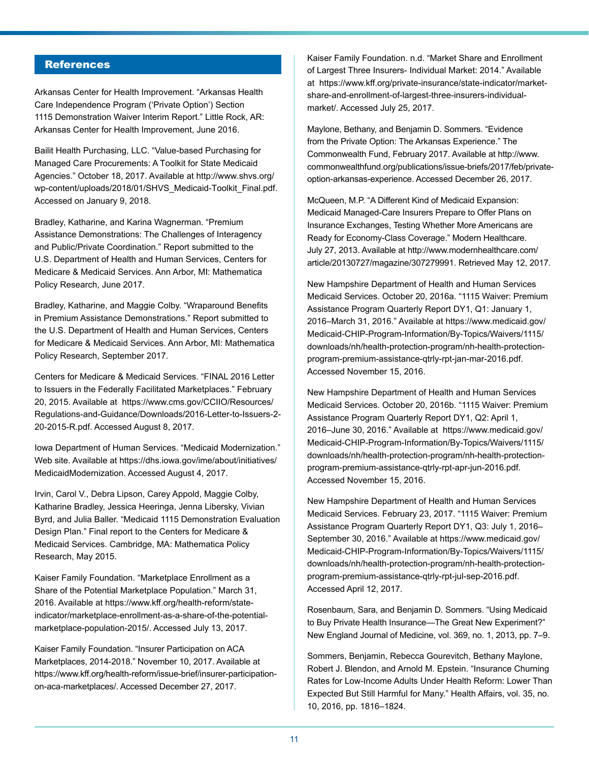## References

Arkansas Center for Health Improvement. “Arkansas Health Care Independence Program (‘Private Option’) Section 1115 Demonstration Waiver Interim Report.” Little Rock, AR: Arkansas Center for Health Improvement, June 2016.

Bailit Health Purchasing, LLC. “Value-based Purchasing for Managed Care Procurements: A Toolkit for State Medicaid Agencies.” October 18, 2017. Available at http://www.shvs.org/wp-content/uploads/2018/01/SHVS_Medicaid-Toolkit_Final.pdf. Accessed on January 9, 2018.

Bradley, Katharine, and Karina Wagnerman. “Premium Assistance Demonstrations: The Challenges of Interagency and Public/Private Coordination.” Report submitted to the U.S. Department of Health and Human Services, Centers for Medicare & Medicaid Services. Ann Arbor, MI: Mathematica Policy Research, June 2017.

Bradley, Katharine, and Maggie Colby. “Wraparound Benefits in Premium Assistance Demonstrations.” Report submitted to the U.S. Department of Health and Human Services, Centers for Medicare & Medicaid Services. Ann Arbor, MI: Mathematica Policy Research, September 2017.

Centers for Medicare & Medicaid Services. “FINAL 2016 Letter to Issuers in the Federally Facilitated Marketplaces.” February 20, 2015. Available at https://www.cms.gov/CCIIO/Resources/Regulations-and-Guidance/Downloads/2016-Letter-to-Issuers-2-20-2015-R.pdf. Accessed August 8, 2017.

Iowa Department of Human Services. “Medicaid Modernization.” Web site. Available at https://dhs.iowa.gov/ime/about/initiatives/MedicaidModernization. Accessed August 4, 2017.

Irvin, Carol V., Debra Lipson, Carey Appold, Maggie Colby, Katharine Bradley, Jessica Heeringa, Jenna Libersky, Vivian Byrd, and Julia Baller. “Medicaid 1115 Demonstration Evaluation Design Plan.” Final report to the Centers for Medicare & Medicaid Services. Cambridge, MA: Mathematica Policy Research, May 2015.

Kaiser Family Foundation. “Marketplace Enrollment as a Share of the Potential Marketplace Population.” March 31, 2016. Available at https://www.kff.org/health-reform/state-indicator/marketplace-enrollment-as-a-share-of-the-potential-marketplace-population-2015/. Accessed July 13, 2017.

Kaiser Family Foundation. “Insurer Participation on ACA Marketplaces, 2014-2018.” November 10, 2017. Available at https://www.kff.org/health-reform/issue-brief/insurer-participation-on-aca-marketplaces/. Accessed December 27, 2017.

Kaiser Family Foundation. n.d. “Market Share and Enrollment of Largest Three Insurers- Individual Market: 2014.” Available at https://www.kff.org/private-insurance/state-indicator/market-share-and-enrollment-of-largest-three-insurers-individual-market/. Accessed July 25, 2017.

Maylone, Bethany, and Benjamin D. Sommers. “Evidence from the Private Option: The Arkansas Experience.” The Commonwealth Fund, February 2017. Available at http://www.commonwealthfund.org/publications/issue-briefs/2017/feb/private-option-arkansas-experience. Accessed December 26, 2017.

McQueen, M.P. “A Different Kind of Medicaid Expansion: Medicaid Managed-Care Insurers Prepare to Offer Plans on Insurance Exchanges, Testing Whether More Americans are Ready for Economy-Class Coverage.” Modern Healthcare. July 27, 2013. Available at http://www.modernhealthcare.com/article/20130727/magazine/307279991. Retrieved May 12, 2017.

New Hampshire Department of Health and Human Services Medicaid Services. October 20, 2016a. “1115 Waiver: Premium Assistance Program Quarterly Report DY1, Q1: January 1, 2016–March 31, 2016.” Available at https://www.medicaid.gov/Medicaid-CHIP-Program-Information/By-Topics/Waivers/1115/downloads/nh/health-protection-program/nh-health-protection-program-premium-assistance-qtrly-rpt-jan-mar-2016.pdf. Accessed November 15, 2016.

New Hampshire Department of Health and Human Services Medicaid Services. October 20, 2016b. “1115 Waiver: Premium Assistance Program Quarterly Report DY1, Q2: April 1, 2016–June 30, 2016.” Available at https://www.medicaid.gov/Medicaid-CHIP-Program-Information/By-Topics/Waivers/1115/downloads/nh/health-protection-program/nh-health-protection-program-premium-assistance-qtrly-rpt-apr-jun-2016.pdf. Accessed November 15, 2016.

New Hampshire Department of Health and Human Services Medicaid Services. February 23, 2017. “1115 Waiver: Premium Assistance Program Quarterly Report DY1, Q3: July 1, 2016–September 30, 2016.” Available at https://www.medicaid.gov/Medicaid-CHIP-Program-Information/By-Topics/Waivers/1115/downloads/nh/health-protection-program/nh-health-protection-program-premium-assistance-qtrly-rpt-jul-sep-2016.pdf. Accessed April 12, 2017.

Rosenbaum, Sara, and Benjamin D. Sommers. “Using Medicaid to Buy Private Health Insurance—The Great New Experiment?” New England Journal of Medicine, vol. 369, no. 1, 2013, pp. 7–9.

Sommers, Benjamin, Rebecca Gourevitch, Bethany Maylone, Robert J. Blendon, and Arnold M. Epstein. “Insurance Churning Rates for Low-Income Adults Under Health Reform: Lower Than Expected But Still Harmful for Many.” Health Affairs, vol. 35, no. 10, 2016, pp. 1816–1824.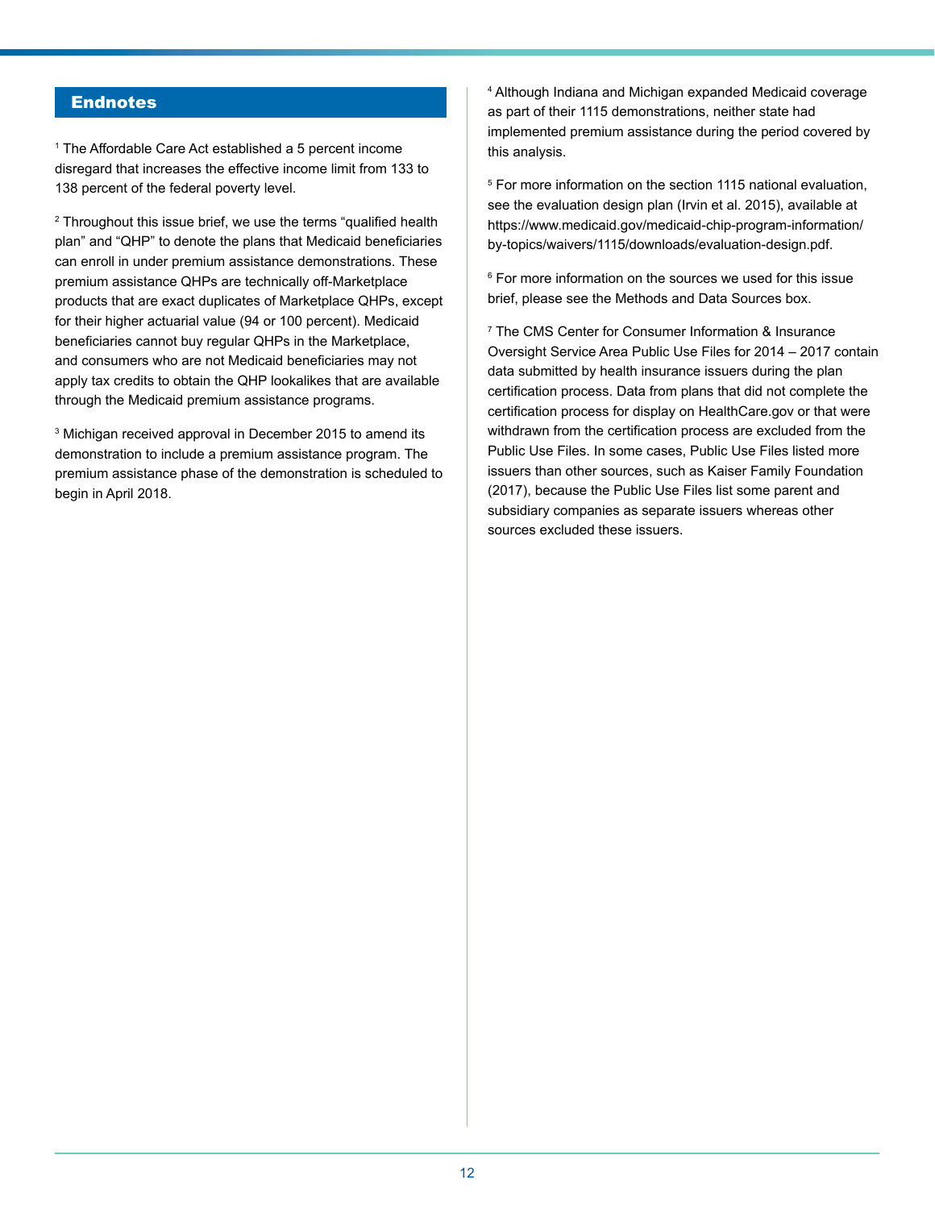## Endnotes

[1] The Affordable Care Act established a 5 percent income disregard that increases the effective income limit from 133 to 138 percent of the federal poverty level.

[2] Throughout this issue brief, we use the terms "qualified health plan" and "QHP" to denote the plans that Medicaid beneficiaries can enroll in under premium assistance demonstrations. These premium assistance QHPs are technically off-Marketplace products that are exact duplicates of Marketplace QHPs, except for their higher actuarial value (94 or 100 percent). Medicaid beneficiaries cannot buy regular QHPs in the Marketplace, and consumers who are not Medicaid beneficiaries may not apply tax credits to obtain the QHP lookalikes that are available through the Medicaid premium assistance programs.

[3] Michigan received approval in December 2015 to amend its demonstration to include a premium assistance program. The premium assistance phase of the demonstration is scheduled to begin in April 2018.

[4] Although Indiana and Michigan expanded Medicaid coverage as part of their 1115 demonstrations, neither state had implemented premium assistance during the period covered by this analysis.

[5] For more information on the section 1115 national evaluation, see the evaluation design plan (Irvin et al. 2015), available at https://www.medicaid.gov/medicaid-chip-program-information/by-topics/waivers/1115/downloads/evaluation-design.pdf.

[6] For more information on the sources we used for this issue brief, please see the Methods and Data Sources box.

[7] The CMS Center for Consumer Information & Insurance Oversight Service Area Public Use Files for 2014 – 2017 contain data submitted by health insurance issuers during the plan certification process. Data from plans that did not complete the certification process for display on HealthCare.gov or that were withdrawn from the certification process are excluded from the Public Use Files. In some cases, Public Use Files listed more issuers than other sources, such as Kaiser Family Foundation (2017), because the Public Use Files list some parent and subsidiary companies as separate issuers whereas other sources excluded these issuers.